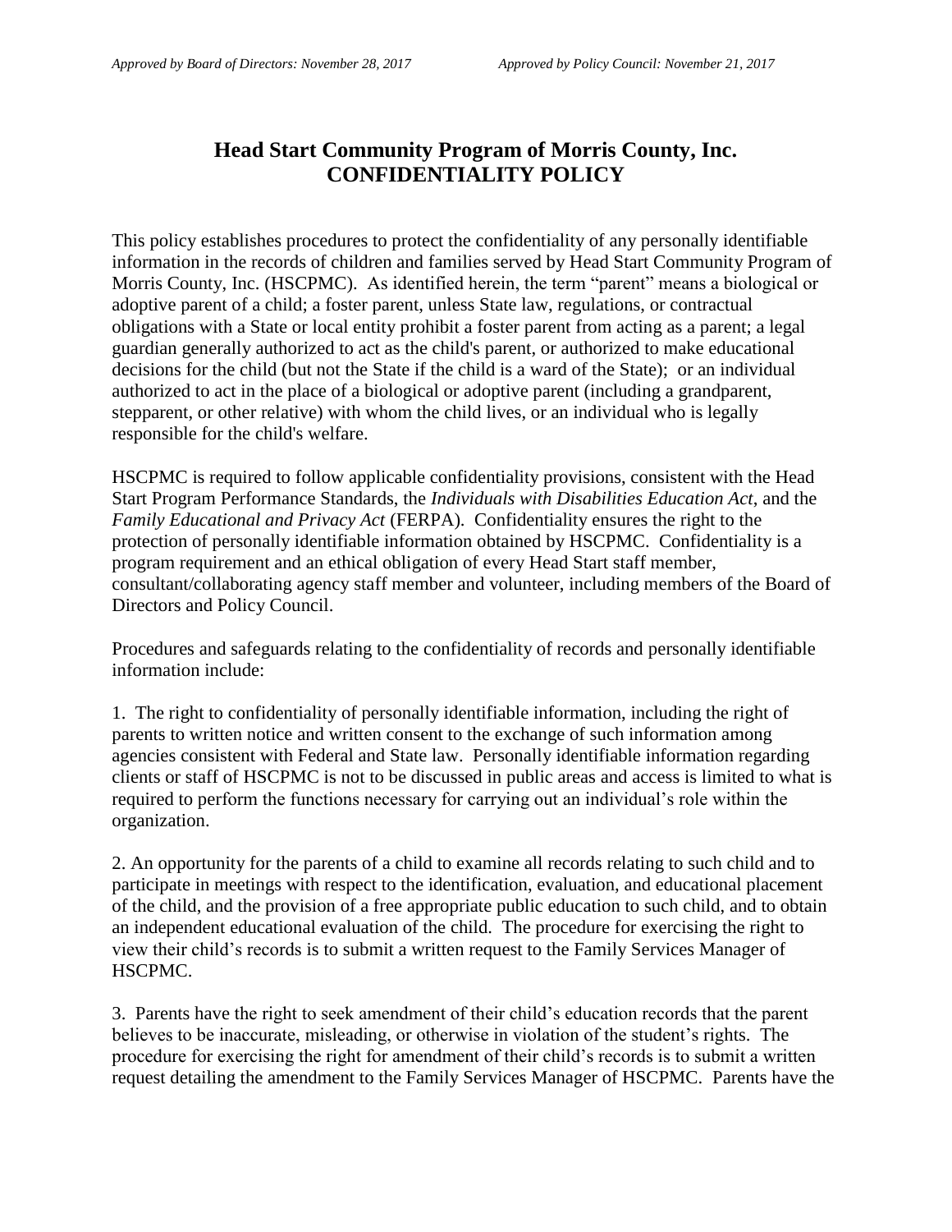*Approved by Board of Directors: November 28, 2017* *Approved by Policy Council: November 21, 2017*

# Head Start Community Program of Morris County, Inc.
# CONFIDENTIALITY POLICY

This policy establishes procedures to protect the confidentiality of any personally identifiable information in the records of children and families served by Head Start Community Program of Morris County, Inc. (HSCPMC). As identified herein, the term "parent" means a biological or adoptive parent of a child; a foster parent, unless State law, regulations, or contractual obligations with a State or local entity prohibit a foster parent from acting as a parent; a legal guardian generally authorized to act as the child's parent, or authorized to make educational decisions for the child (but not the State if the child is a ward of the State); or an individual authorized to act in the place of a biological or adoptive parent (including a grandparent, stepparent, or other relative) with whom the child lives, or an individual who is legally responsible for the child's welfare.

HSCPMC is required to follow applicable confidentiality provisions, consistent with the Head Start Program Performance Standards, the *Individuals with Disabilities Education Act*, and the *Family Educational and Privacy Act* (FERPA). Confidentiality ensures the right to the protection of personally identifiable information obtained by HSCPMC. Confidentiality is a program requirement and an ethical obligation of every Head Start staff member, consultant/collaborating agency staff member and volunteer, including members of the Board of Directors and Policy Council.

Procedures and safeguards relating to the confidentiality of records and personally identifiable information include:

1. The right to confidentiality of personally identifiable information, including the right of parents to written notice and written consent to the exchange of such information among agencies consistent with Federal and State law. Personally identifiable information regarding clients or staff of HSCPMC is not to be discussed in public areas and access is limited to what is required to perform the functions necessary for carrying out an individual's role within the organization.

2. An opportunity for the parents of a child to examine all records relating to such child and to participate in meetings with respect to the identification, evaluation, and educational placement of the child, and the provision of a free appropriate public education to such child, and to obtain an independent educational evaluation of the child. The procedure for exercising the right to view their child's records is to submit a written request to the Family Services Manager of HSCPMC.

3. Parents have the right to seek amendment of their child's education records that the parent believes to be inaccurate, misleading, or otherwise in violation of the student's rights. The procedure for exercising the right for amendment of their child's records is to submit a written request detailing the amendment to the Family Services Manager of HSCPMC. Parents have the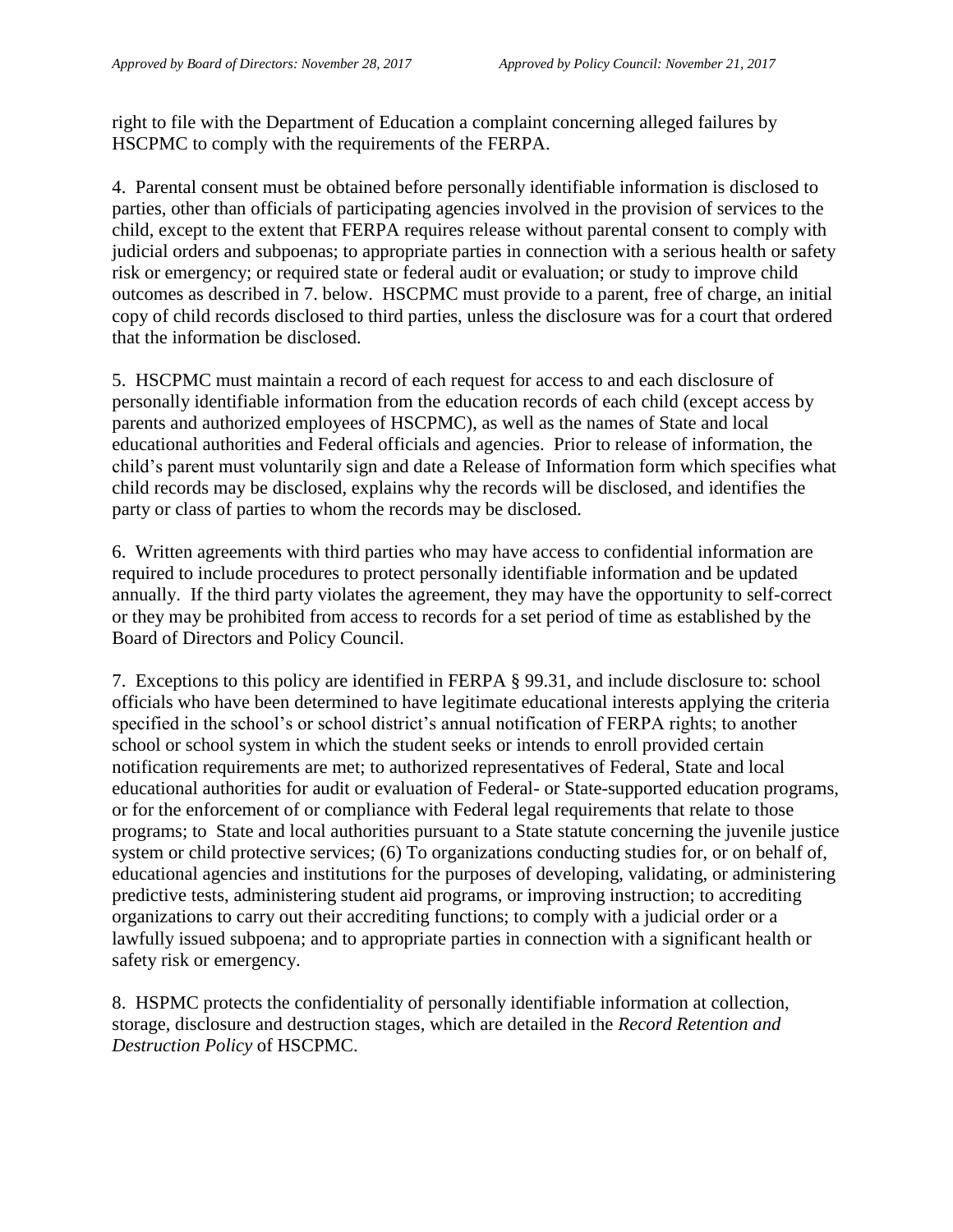right to file with the Department of Education a complaint concerning alleged failures by HSCPMC to comply with the requirements of the FERPA.

4. Parental consent must be obtained before personally identifiable information is disclosed to parties, other than officials of participating agencies involved in the provision of services to the child, except to the extent that FERPA requires release without parental consent to comply with judicial orders and subpoenas; to appropriate parties in connection with a serious health or safety risk or emergency; or required state or federal audit or evaluation; or study to improve child outcomes as described in 7. below. HSCPMC must provide to a parent, free of charge, an initial copy of child records disclosed to third parties, unless the disclosure was for a court that ordered that the information be disclosed.

5. HSCPMC must maintain a record of each request for access to and each disclosure of personally identifiable information from the education records of each child (except access by parents and authorized employees of HSCPMC), as well as the names of State and local educational authorities and Federal officials and agencies. Prior to release of information, the child's parent must voluntarily sign and date a Release of Information form which specifies what child records may be disclosed, explains why the records will be disclosed, and identifies the party or class of parties to whom the records may be disclosed.

6. Written agreements with third parties who may have access to confidential information are required to include procedures to protect personally identifiable information and be updated annually. If the third party violates the agreement, they may have the opportunity to self-correct or they may be prohibited from access to records for a set period of time as established by the Board of Directors and Policy Council.

7. Exceptions to this policy are identified in FERPA § 99.31, and include disclosure to: school officials who have been determined to have legitimate educational interests applying the criteria specified in the school's or school district's annual notification of FERPA rights; to another school or school system in which the student seeks or intends to enroll provided certain notification requirements are met; to authorized representatives of Federal, State and local educational authorities for audit or evaluation of Federal- or State-supported education programs, or for the enforcement of or compliance with Federal legal requirements that relate to those programs; to State and local authorities pursuant to a State statute concerning the juvenile justice system or child protective services; (6) To organizations conducting studies for, or on behalf of, educational agencies and institutions for the purposes of developing, validating, or administering predictive tests, administering student aid programs, or improving instruction; to accrediting organizations to carry out their accrediting functions; to comply with a judicial order or a lawfully issued subpoena; and to appropriate parties in connection with a significant health or safety risk or emergency.

8. HSPMC protects the confidentiality of personally identifiable information at collection, storage, disclosure and destruction stages, which are detailed in the *Record Retention and Destruction Policy* of HSCPMC.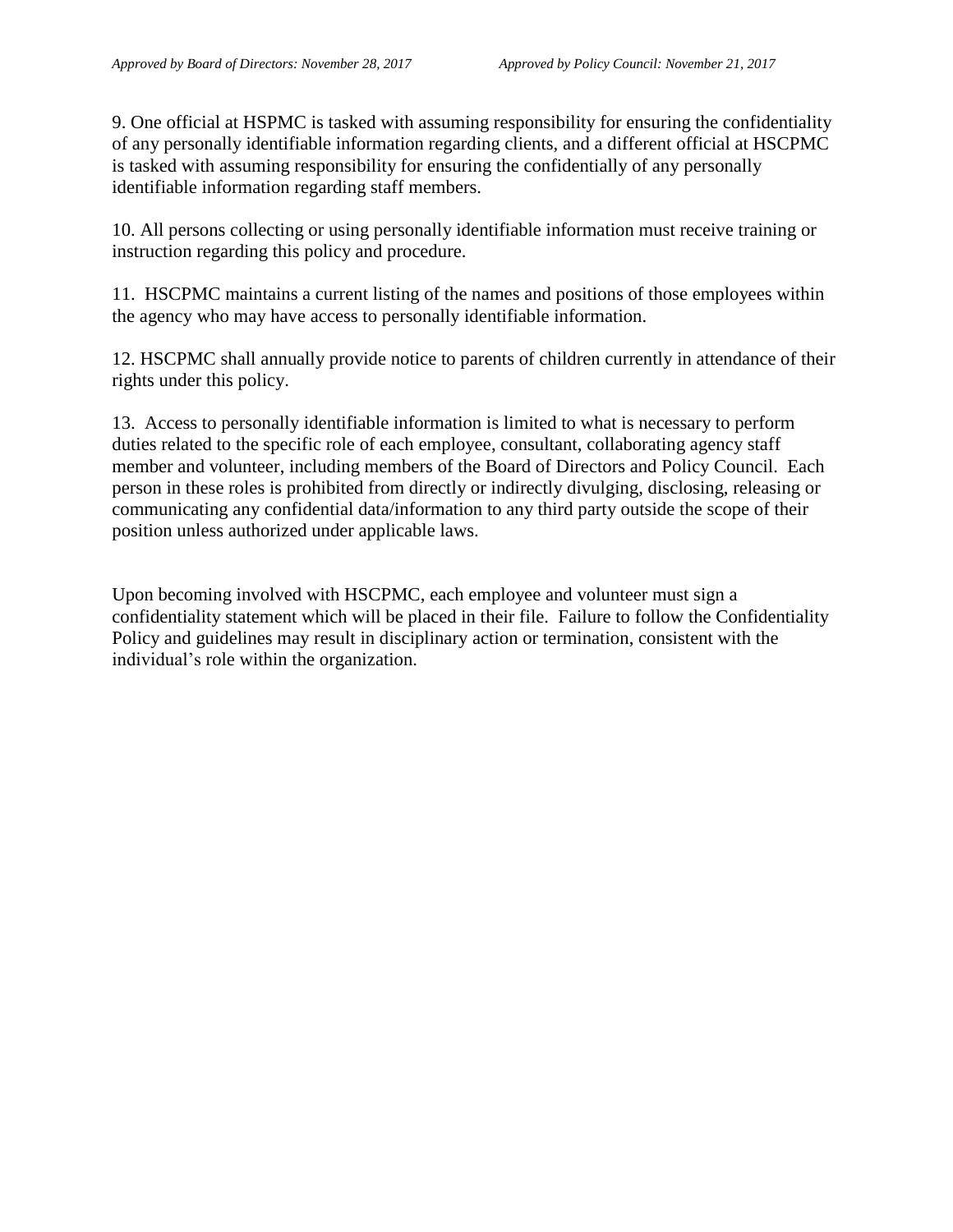9. One official at HSPMC is tasked with assuming responsibility for ensuring the confidentiality of any personally identifiable information regarding clients, and a different official at HSCPMC is tasked with assuming responsibility for ensuring the confidentially of any personally identifiable information regarding staff members.

10. All persons collecting or using personally identifiable information must receive training or instruction regarding this policy and procedure.

11. HSCPMC maintains a current listing of the names and positions of those employees within the agency who may have access to personally identifiable information.

12. HSCPMC shall annually provide notice to parents of children currently in attendance of their rights under this policy.

13. Access to personally identifiable information is limited to what is necessary to perform duties related to the specific role of each employee, consultant, collaborating agency staff member and volunteer, including members of the Board of Directors and Policy Council. Each person in these roles is prohibited from directly or indirectly divulging, disclosing, releasing or communicating any confidential data/information to any third party outside the scope of their position unless authorized under applicable laws.

Upon becoming involved with HSCPMC, each employee and volunteer must sign a confidentiality statement which will be placed in their file. Failure to follow the Confidentiality Policy and guidelines may result in disciplinary action or termination, consistent with the individual's role within the organization.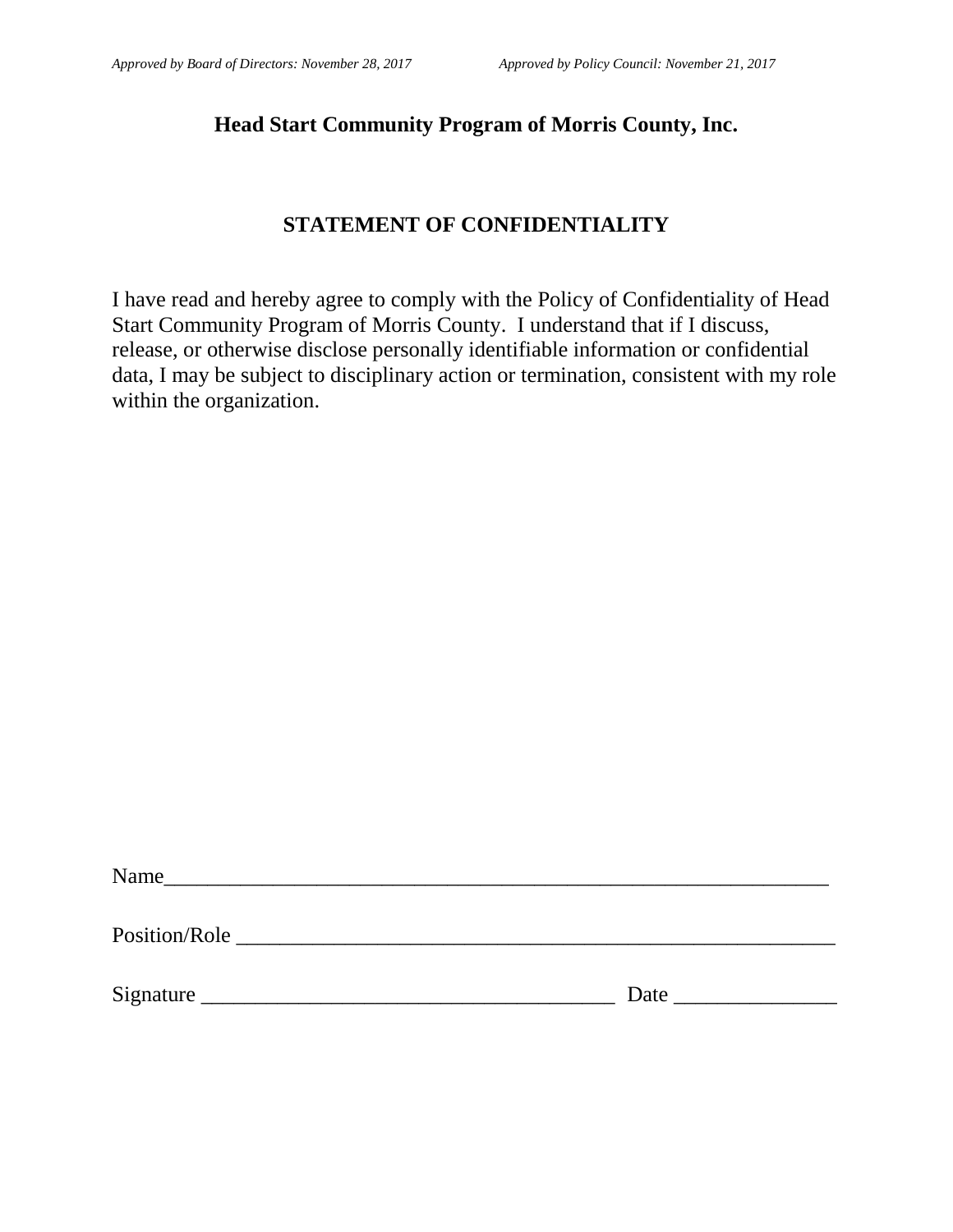*Approved by Board of Directors: November 28, 2017* *Approved by Policy Council: November 21, 2017*

**Head Start Community Program of Morris County, Inc.**

## STATEMENT OF CONFIDENTIALITY

I have read and hereby agree to comply with the Policy of Confidentiality of Head Start Community Program of Morris County. I understand that if I discuss, release, or otherwise disclose personally identifiable information or confidential data, I may be subject to disciplinary action or termination, consistent with my role within the organization.

Name_______________________________________________________________

Position/Role _________________________________________________________

Signature _______________________________________ Date _______________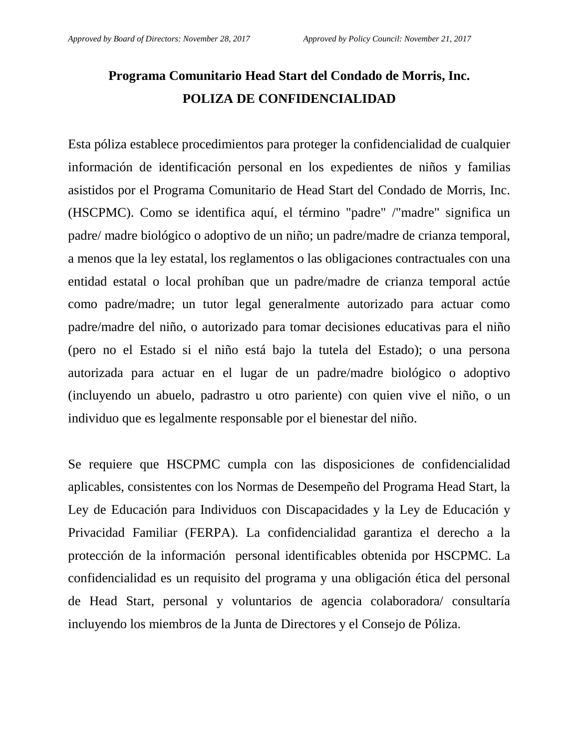# Programa Comunitario Head Start del Condado de Morris, Inc.

## POLIZA DE CONFIDENCIALIDAD

Esta póliza establece procedimientos para proteger la confidencialidad de cualquier información de identificación personal en los expedientes de niños y familias asistidos por el Programa Comunitario de Head Start del Condado de Morris, Inc. (HSCPMC). Como se identifica aquí, el término "padre" /"madre" significa un padre/ madre biológico o adoptivo de un niño; un padre/madre de crianza temporal, a menos que la ley estatal, los reglamentos o las obligaciones contractuales con una entidad estatal o local prohíban que un padre/madre de crianza temporal actúe como padre/madre; un tutor legal generalmente autorizado para actuar como padre/madre del niño, o autorizado para tomar decisiones educativas para el niño (pero no el Estado si el niño está bajo la tutela del Estado); o una persona autorizada para actuar en el lugar de un padre/madre biológico o adoptivo (incluyendo un abuelo, padrastro u otro pariente) con quien vive el niño, o un individuo que es legalmente responsable por el bienestar del niño.

Se requiere que HSCPMC cumpla con las disposiciones de confidencialidad aplicables, consistentes con los Normas de Desempeño del Programa Head Start, la Ley de Educación para Individuos con Discapacidades y la Ley de Educación y Privacidad Familiar (FERPA). La confidencialidad garantiza el derecho a la protección de la información personal identificables obtenida por HSCPMC. La confidencialidad es un requisito del programa y una obligación ética del personal de Head Start, personal y voluntarios de agencia colaboradora/ consultaría incluyendo los miembros de la Junta de Directores y el Consejo de Póliza.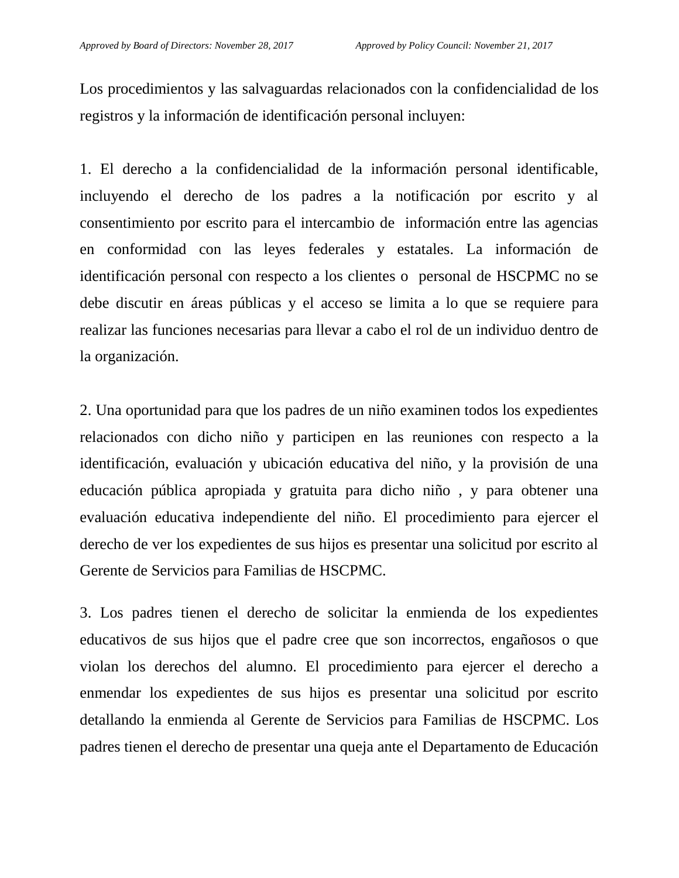Los procedimientos y las salvaguardas relacionados con la confidencialidad de los registros y la información de identificación personal incluyen:

1. El derecho a la confidencialidad de la información personal identificable, incluyendo el derecho de los padres a la notificación por escrito y al consentimiento por escrito para el intercambio de información entre las agencias en conformidad con las leyes federales y estatales. La información de identificación personal con respecto a los clientes o personal de HSCPMC no se debe discutir en áreas públicas y el acceso se limita a lo que se requiere para realizar las funciones necesarias para llevar a cabo el rol de un individuo dentro de la organización.

2. Una oportunidad para que los padres de un niño examinen todos los expedientes relacionados con dicho niño y participen en las reuniones con respecto a la identificación, evaluación y ubicación educativa del niño, y la provisión de una educación pública apropiada y gratuita para dicho niño , y para obtener una evaluación educativa independiente del niño. El procedimiento para ejercer el derecho de ver los expedientes de sus hijos es presentar una solicitud por escrito al Gerente de Servicios para Familias de HSCPMC.

3. Los padres tienen el derecho de solicitar la enmienda de los expedientes educativos de sus hijos que el padre cree que son incorrectos, engañosos o que violan los derechos del alumno. El procedimiento para ejercer el derecho a enmendar los expedientes de sus hijos es presentar una solicitud por escrito detallando la enmienda al Gerente de Servicios para Familias de HSCPMC. Los padres tienen el derecho de presentar una queja ante el Departamento de Educación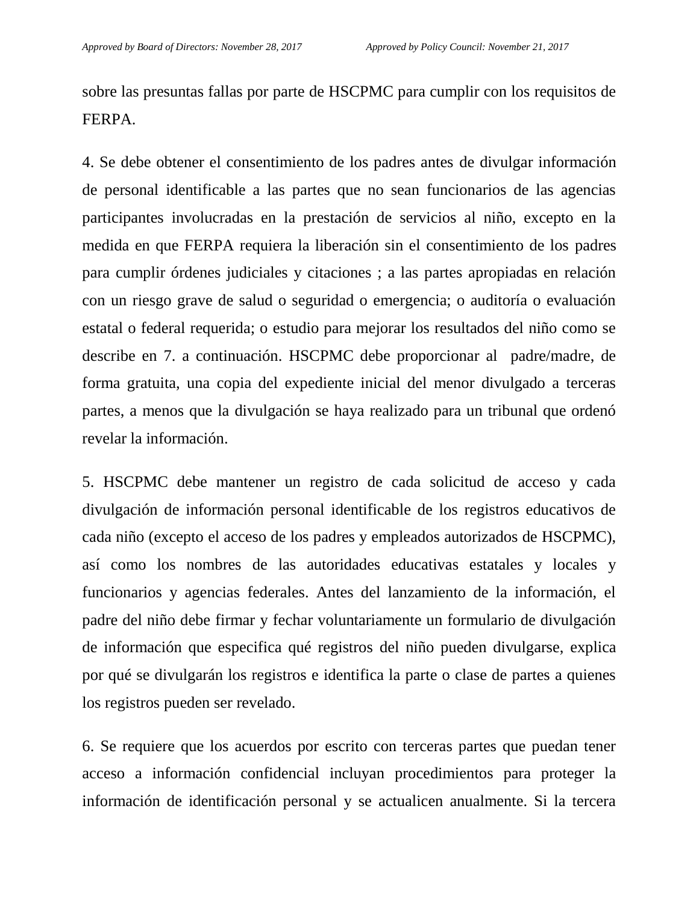sobre las presuntas fallas por parte de HSCPMC para cumplir con los requisitos de FERPA.

4. Se debe obtener el consentimiento de los padres antes de divulgar información de personal identificable a las partes que no sean funcionarios de las agencias participantes involucradas en la prestación de servicios al niño, excepto en la medida en que FERPA requiera la liberación sin el consentimiento de los padres para cumplir órdenes judiciales y citaciones ; a las partes apropiadas en relación con un riesgo grave de salud o seguridad o emergencia; o auditoría o evaluación estatal o federal requerida; o estudio para mejorar los resultados del niño como se describe en 7. a continuación. HSCPMC debe proporcionar al padre/madre, de forma gratuita, una copia del expediente inicial del menor divulgado a terceras partes, a menos que la divulgación se haya realizado para un tribunal que ordenó revelar la información.

5. HSCPMC debe mantener un registro de cada solicitud de acceso y cada divulgación de información personal identificable de los registros educativos de cada niño (excepto el acceso de los padres y empleados autorizados de HSCPMC), así como los nombres de las autoridades educativas estatales y locales y funcionarios y agencias federales. Antes del lanzamiento de la información, el padre del niño debe firmar y fechar voluntariamente un formulario de divulgación de información que especifica qué registros del niño pueden divulgarse, explica por qué se divulgarán los registros e identifica la parte o clase de partes a quienes los registros pueden ser revelado.

6. Se requiere que los acuerdos por escrito con terceras partes que puedan tener acceso a información confidencial incluyan procedimientos para proteger la información de identificación personal y se actualicen anualmente. Si la tercera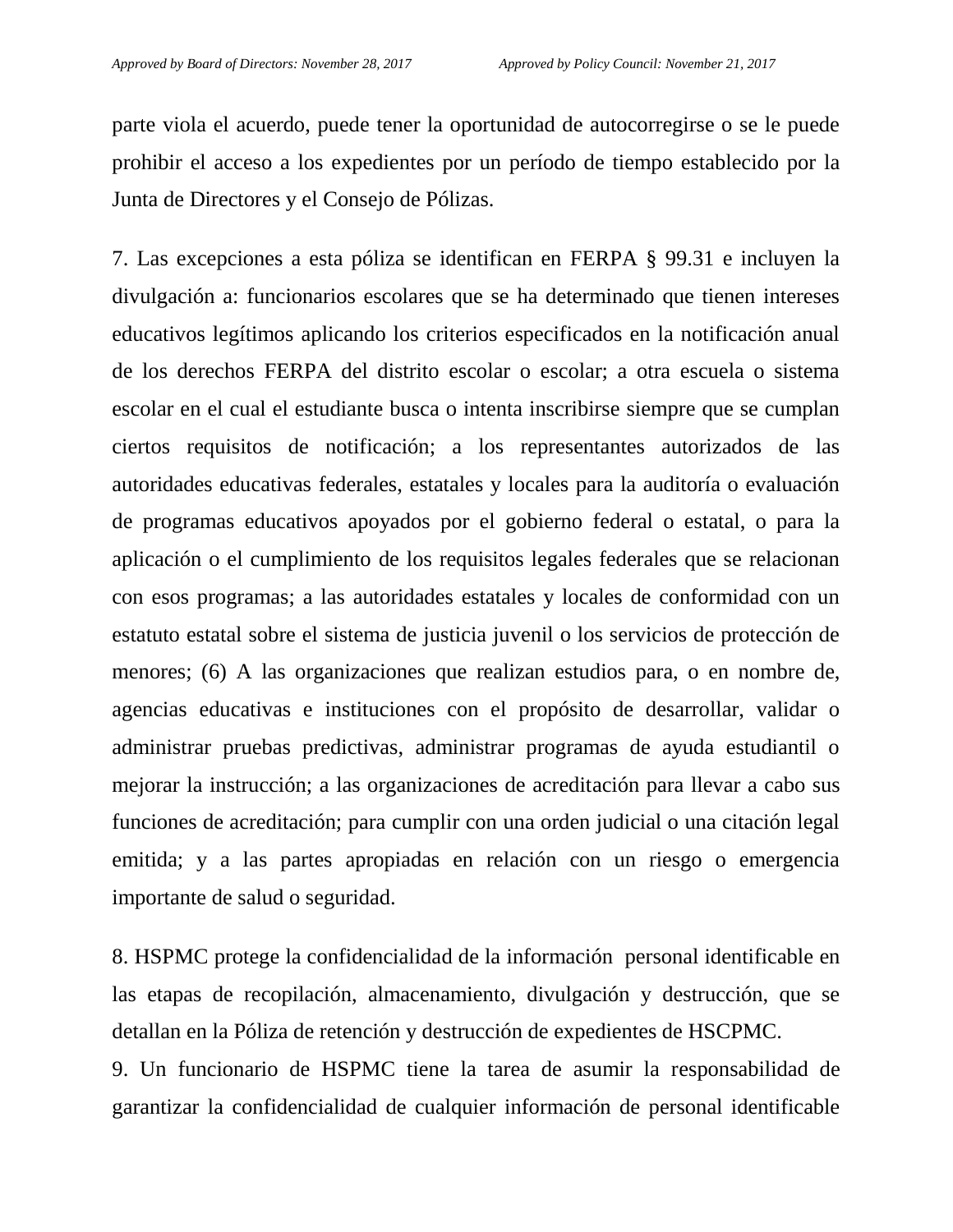parte viola el acuerdo, puede tener la oportunidad de autocorregirse o se le puede prohibir el acceso a los expedientes por un período de tiempo establecido por la Junta de Directores y el Consejo de Pólizas.

7. Las excepciones a esta póliza se identifican en FERPA § 99.31 e incluyen la divulgación a: funcionarios escolares que se ha determinado que tienen intereses educativos legítimos aplicando los criterios especificados en la notificación anual de los derechos FERPA del distrito escolar o escolar; a otra escuela o sistema escolar en el cual el estudiante busca o intenta inscribirse siempre que se cumplan ciertos requisitos de notificación; a los representantes autorizados de las autoridades educativas federales, estatales y locales para la auditoría o evaluación de programas educativos apoyados por el gobierno federal o estatal, o para la aplicación o el cumplimiento de los requisitos legales federales que se relacionan con esos programas; a las autoridades estatales y locales de conformidad con un estatuto estatal sobre el sistema de justicia juvenil o los servicios de protección de menores; (6) A las organizaciones que realizan estudios para, o en nombre de, agencias educativas e instituciones con el propósito de desarrollar, validar o administrar pruebas predictivas, administrar programas de ayuda estudiantil o mejorar la instrucción; a las organizaciones de acreditación para llevar a cabo sus funciones de acreditación; para cumplir con una orden judicial o una citación legal emitida; y a las partes apropiadas en relación con un riesgo o emergencia importante de salud o seguridad.

8. HSPMC protege la confidencialidad de la información personal identificable en las etapas de recopilación, almacenamiento, divulgación y destrucción, que se detallan en la Póliza de retención y destrucción de expedientes de HSCPMC.

9. Un funcionario de HSPMC tiene la tarea de asumir la responsabilidad de garantizar la confidencialidad de cualquier información de personal identificable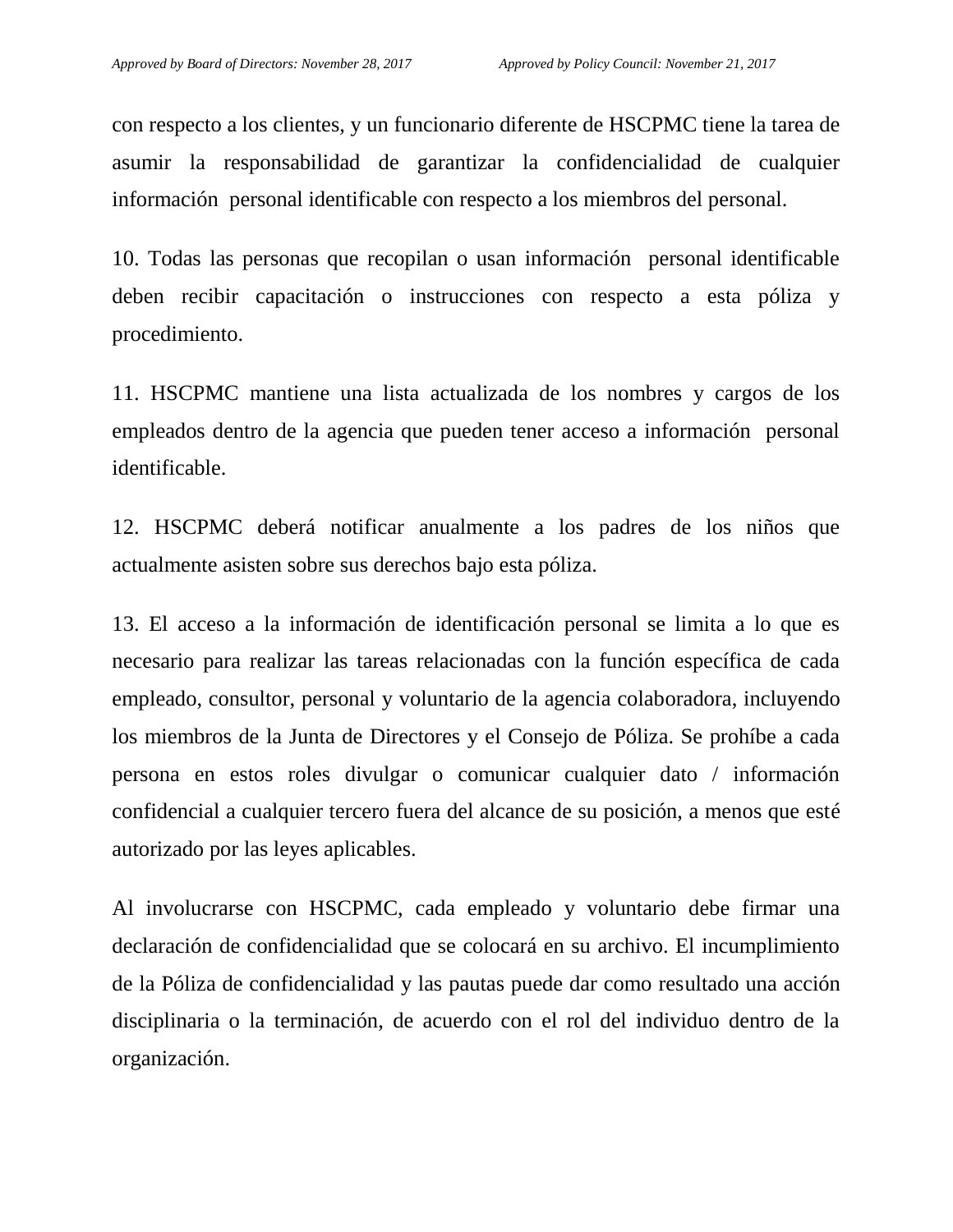con respecto a los clientes, y un funcionario diferente de HSCPMC tiene la tarea de asumir la responsabilidad de garantizar la confidencialidad de cualquier información personal identificable con respecto a los miembros del personal.

10. Todas las personas que recopilan o usan información personal identificable deben recibir capacitación o instrucciones con respecto a esta póliza y procedimiento.

11. HSCPMC mantiene una lista actualizada de los nombres y cargos de los empleados dentro de la agencia que pueden tener acceso a información personal identificable.

12. HSCPMC deberá notificar anualmente a los padres de los niños que actualmente asisten sobre sus derechos bajo esta póliza.

13. El acceso a la información de identificación personal se limita a lo que es necesario para realizar las tareas relacionadas con la función específica de cada empleado, consultor, personal y voluntario de la agencia colaboradora, incluyendo los miembros de la Junta de Directores y el Consejo de Póliza. Se prohíbe a cada persona en estos roles divulgar o comunicar cualquier dato / información confidencial a cualquier tercero fuera del alcance de su posición, a menos que esté autorizado por las leyes aplicables.

Al involucrarse con HSCPMC, cada empleado y voluntario debe firmar una declaración de confidencialidad que se colocará en su archivo. El incumplimiento de la Póliza de confidencialidad y las pautas puede dar como resultado una acción disciplinaria o la terminación, de acuerdo con el rol del individuo dentro de la organización.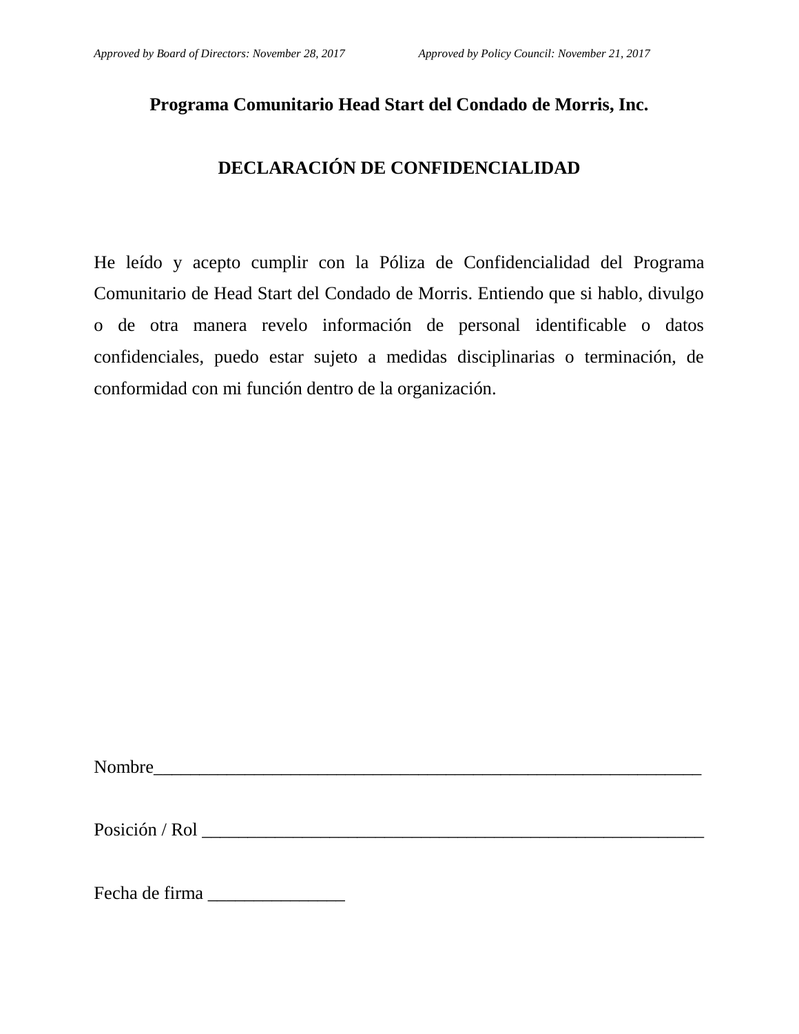*Approved by Board of Directors: November 28, 2017* *Approved by Policy Council: November 21, 2017*

## Programa Comunitario Head Start del Condado de Morris, Inc.

## DECLARACIÓN DE CONFIDENCIALIDAD

He leído y acepto cumplir con la Póliza de Confidencialidad del Programa Comunitario de Head Start del Condado de Morris. Entiendo que si hablo, divulgo o de otra manera revelo información de personal identificable o datos confidenciales, puedo estar sujeto a medidas disciplinarias o terminación, de conformidad con mi función dentro de la organización.

Nombre_______________________________________________________________

Posición / Rol _________________________________________________________

Fecha de firma _______________